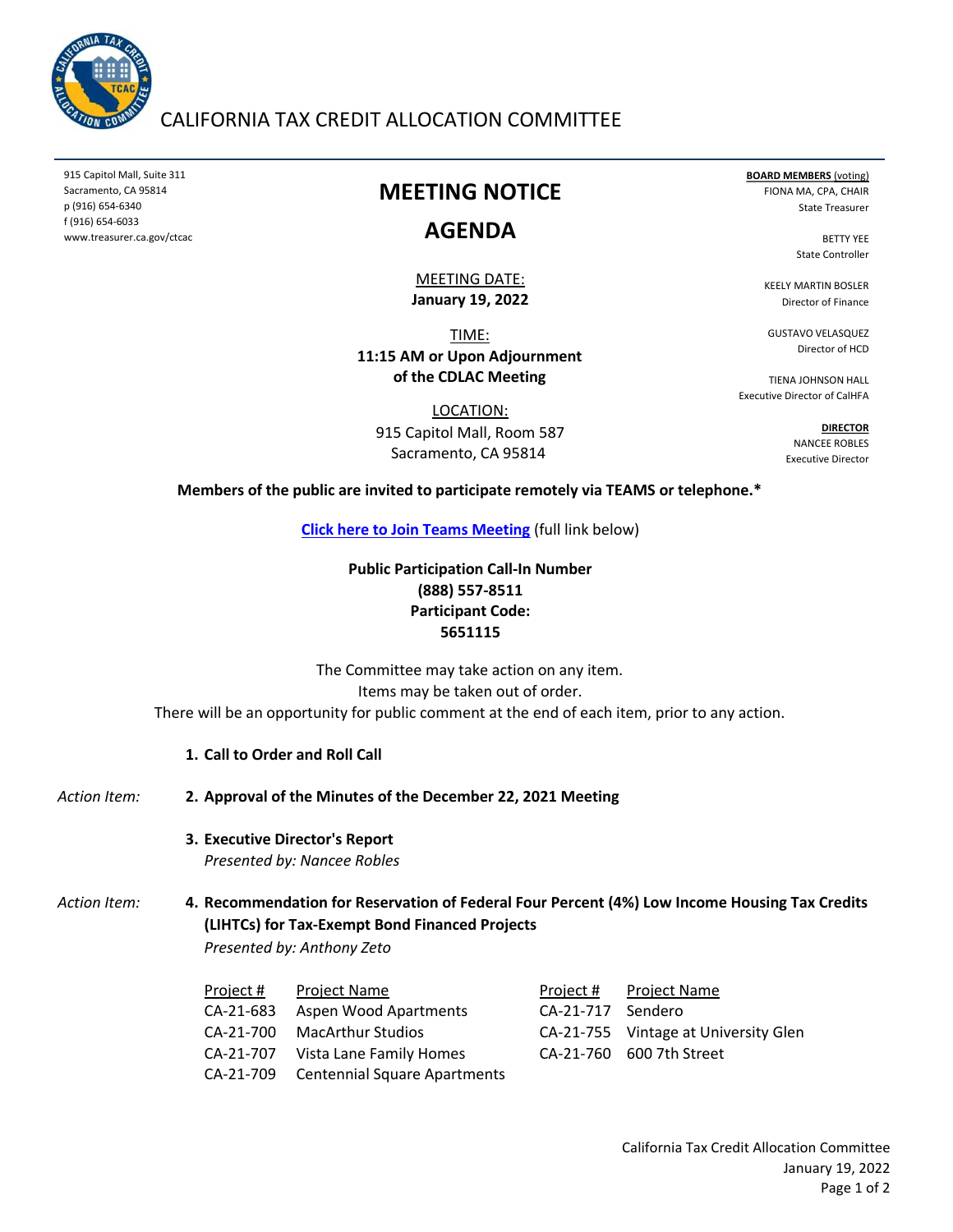# CALIFORNIA TAX CREDIT ALLOCATION COMMITTEE

915 Capitol Mall, Suite 311
Sacramento, CA 95814
p (916) 654-6340
f (916) 654-6033
www.treasurer.ca.gov/ctcac

**BOARD MEMBERS** (voting)
FIONA MA, CPA, CHAIR
State Treasurer

BETTY YEE
State Controller

KEELY MARTIN BOSLER
Director of Finance

GUSTAVO VELASQUEZ
Director of HCD

TIENA JOHNSON HALL
Executive Director of CalHFA

**DIRECTOR**
NANCEE ROBLES
Executive Director

## MEETING NOTICE

## AGENDA

MEETING DATE:
**January 19, 2022**

TIME:
**11:15 AM or Upon Adjournment of the CDLAC Meeting**

LOCATION:
915 Capitol Mall, Room 587
Sacramento, CA 95814

**Members of the public are invited to participate remotely via TEAMS or telephone.***

**Click here to Join Teams Meeting** (full link below)

**Public Participation Call-In Number**
**(888) 557-8511**
**Participant Code:**
**5651115**

The Committee may take action on any item.
Items may be taken out of order.
There will be an opportunity for public comment at the end of each item, prior to any action.

**1. Call to Order and Roll Call**

*Action Item:* **2. Approval of the Minutes of the December 22, 2021 Meeting**

**3. Executive Director's Report**
*Presented by: Nancee Robles*

*Action Item:* **4. Recommendation for Reservation of Federal Four Percent (4%) Low Income Housing Tax Credits (LIHTCs) for Tax-Exempt Bond Financed Projects**
*Presented by: Anthony Zeto*

| Project # | Project Name | Project # | Project Name |
|---|---|---|---|
| CA-21-683 | Aspen Wood Apartments | CA-21-717 | Sendero |
| CA-21-700 | MacArthur Studios | CA-21-755 | Vintage at University Glen |
| CA-21-707 | Vista Lane Family Homes | CA-21-760 | 600 7th Street |
| CA-21-709 | Centennial Square Apartments | | |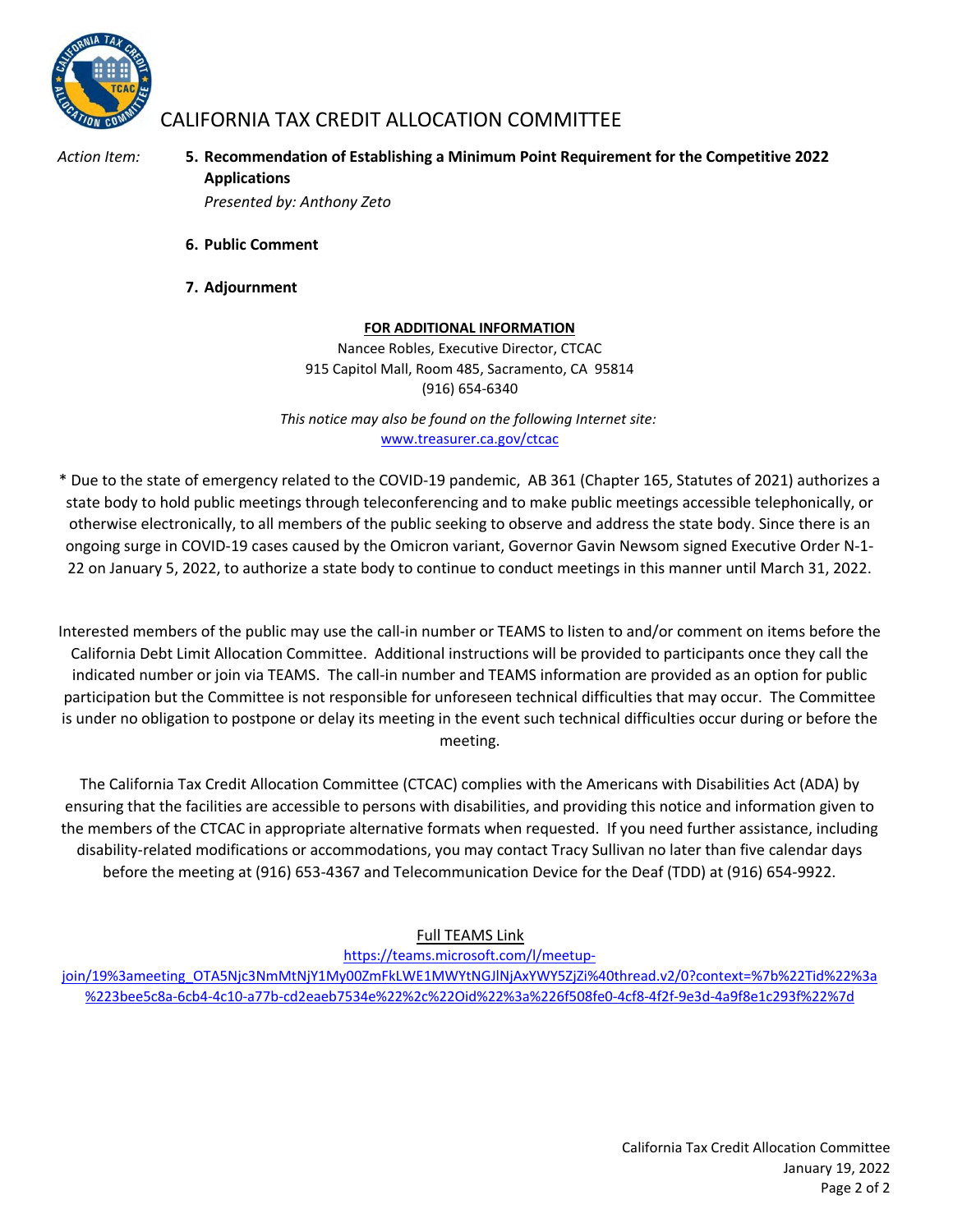# CALIFORNIA TAX CREDIT ALLOCATION COMMITTEE

*Action Item:*

5. **Recommendation of Establishing a Minimum Point Requirement for the Competitive 2022 Applications**
   *Presented by: Anthony Zeto*

6. **Public Comment**

7. **Adjournment**

**FOR ADDITIONAL INFORMATION**

Nancee Robles, Executive Director, CTCAC
915 Capitol Mall, Room 485, Sacramento, CA 95814
(916) 654-6340

*This notice may also be found on the following Internet site:*
www.treasurer.ca.gov/ctcac

* Due to the state of emergency related to the COVID-19 pandemic, AB 361 (Chapter 165, Statutes of 2021) authorizes a state body to hold public meetings through teleconferencing and to make public meetings accessible telephonically, or otherwise electronically, to all members of the public seeking to observe and address the state body. Since there is an ongoing surge in COVID-19 cases caused by the Omicron variant, Governor Gavin Newsom signed Executive Order N-1-22 on January 5, 2022, to authorize a state body to continue to conduct meetings in this manner until March 31, 2022.

Interested members of the public may use the call-in number or TEAMS to listen to and/or comment on items before the California Debt Limit Allocation Committee. Additional instructions will be provided to participants once they call the indicated number or join via TEAMS. The call-in number and TEAMS information are provided as an option for public participation but the Committee is not responsible for unforeseen technical difficulties that may occur. The Committee is under no obligation to postpone or delay its meeting in the event such technical difficulties occur during or before the meeting.

The California Tax Credit Allocation Committee (CTCAC) complies with the Americans with Disabilities Act (ADA) by ensuring that the facilities are accessible to persons with disabilities, and providing this notice and information given to the members of the CTCAC in appropriate alternative formats when requested. If you need further assistance, including disability-related modifications or accommodations, you may contact Tracy Sullivan no later than five calendar days before the meeting at (916) 653-4367 and Telecommunication Device for the Deaf (TDD) at (916) 654-9922.

Full TEAMS Link

https://teams.microsoft.com/l/meetup-join/19%3ameeting_OTA5Njc3NmMtNjY1My00ZmFkLWE1MWYtNGJlNjAxYWY5ZjZi%40thread.v2/0?context=%7b%22Tid%22%3a%223bee5c8a-6cb4-4c10-a77b-cd2eaeb7534e%22%2c%22Oid%22%3a%226f508fe0-4cf8-4f2f-9e3d-4a9f8e1c293f%22%7d